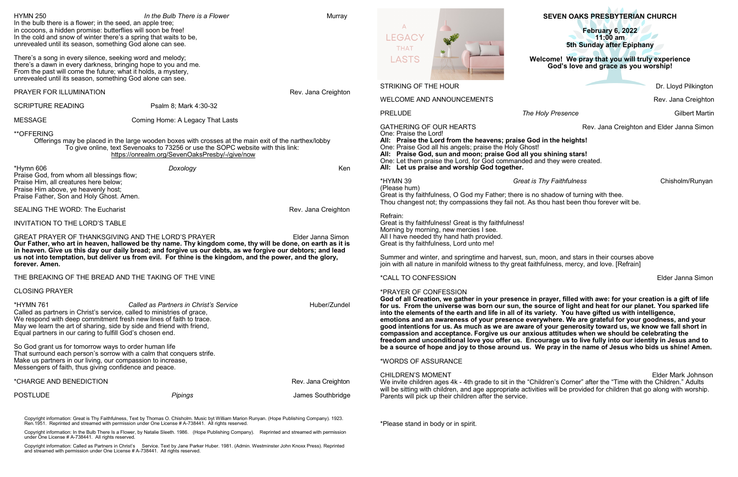# SEVEN OAKS PRESBYTERIAN CHURCH

**February 6, 2022**
**11:00 am**
**5th Sunday after Epiphany**

**Welcome! We pray that you will truly experience God's love and grace as you worship!**

A LEGACY THAT LASTS

STRIKING OF THE HOUR — Dr. Lloyd Pilkington

WELCOME AND ANNOUNCEMENTS — Rev. Jana Creighton

PRELUDE — *The Holy Presence* — Gilbert Martin

GATHERING OF OUR HEARTS — Rev. Jana Creighton and Elder Janna Simon

One: Praise the Lord!
**All: Praise the Lord from the heavens; praise God in the heights!**
One: Praise God all his angels; praise the Holy Ghost!
**All: Praise God, sun and moon; praise God all you shining stars!**
One: Let them praise the Lord, for God commanded and they were created.
**All: Let us praise and worship God together.**

*HYMN 39 — *Great is Thy Faithfulness* — Chisholm/Runyan
(Please hum)

Great is thy faithfulness, O God my Father; there is no shadow of turning with thee.
Thou changest not; thy compassions they fail not. As thou hast been thou forever wilt be.

Refrain:
Great is thy faithfulness! Great is thy faithfulness!
Morning by morning, new mercies I see.
All I have needed thy hand hath provided.
Great is thy faithfulness, Lord unto me!

Summer and winter, and springtime and harvest, sun, moon, and stars in their courses above
join with all nature in manifold witness to thy great faithfulness, mercy, and love. [Refrain]

*CALL TO CONFESSION — Elder Janna Simon

*PRAYER OF CONFESSION

**God of all Creation, we gather in your presence in prayer, filled with awe: for your creation is a gift of life for us. From the universe was born our sun, the source of light and heat for our planet. You sparked life into the elements of the earth and life in all of its variety. You have gifted us with intelligence, emotions and an awareness of your presence everywhere. We are grateful for your goodness, and your good intentions for us. As much as we are aware of your generosity toward us, we know we fall short in compassion and acceptance. Forgive us our anxious attitudes when we should be celebrating the freedom and unconditional love you offer us. Encourage us to live fully into our identity in Jesus and to be a source of hope and joy to those around us. We pray in the name of Jesus who bids us shine! Amen.**

*WORDS OF ASSURANCE

CHILDREN'S MOMENT — Elder Mark Johnson

We invite children ages 4k - 4th grade to sit in the "Children's Corner" after the "Time with the Children." Adults will be sitting with children, and age appropriate activities will be provided for children that go along with worship. Parents will pick up their children after the service.

*Please stand in body or in spirit.

HYMN 250 — *In the Bulb There is a Flower* — Murray

In the bulb there is a flower; in the seed, an apple tree;
in cocoons, a hidden promise: butterflies will soon be free!
In the cold and snow of winter there's a spring that waits to be,
unrevealed until its season, something God alone can see.

There's a song in every silence, seeking word and melody;
there's a dawn in every darkness, bringing hope to you and me.
From the past will come the future; what it holds, a mystery,
unrevealed until its season, something God alone can see.

PRAYER FOR ILLUMINATION — Rev. Jana Creighton

SCRIPTURE READING — Psalm 8; Mark 4:30-32

MESSAGE — Coming Home: A Legacy That Lasts

**OFFERING

Offerings may be placed in the large wooden boxes with crosses at the main exit of the narthex/lobby
To give online, text Sevenoaks to 73256 or use the SOPC website with this link:
https://onrealm.org/SevenOaksPresby/-/give/now

*Hymn 606 — *Doxology* — Ken

Praise God, from whom all blessings flow;
Praise Him, all creatures here below;
Praise Him above, ye heavenly host;
Praise Father, Son and Holy Ghost. Amen.

SEALING THE WORD: The Eucharist — Rev. Jana Creighton

INVITATION TO THE LORD'S TABLE

GREAT PRAYER OF THANKSGIVING AND THE LORD'S PRAYER — Elder Janna Simon

**Our Father, who art in heaven, hallowed be thy name. Thy kingdom come, thy will be done, on earth as it is in heaven. Give us this day our daily bread; and forgive us our debts, as we forgive our debtors; and lead us not into temptation, but deliver us from evil. For thine is the kingdom, and the power, and the glory, forever. Amen.**

THE BREAKING OF THE BREAD AND THE TAKING OF THE VINE

CLOSING PRAYER

*HYMN 761 — *Called as Partners in Christ's Service* — Huber/Zundel

Called as partners in Christ's service, called to ministries of grace,
We respond with deep commitment fresh new lines of faith to trace.
May we learn the art of sharing, side by side and friend with friend,
Equal partners in our caring to fulfill God's chosen end.

So God grant us for tomorrow ways to order human life
That surround each person's sorrow with a calm that conquers strife.
Make us partners in our living, our compassion to increase,
Messengers of faith, thus giving confidence and peace.

*CHARGE AND BENEDICTION — Rev. Jana Creighton

POSTLUDE — *Pipings* — James Southbridge

Copyright information: Great is Thy Faithfulness, Text by Thomas O. Chisholm. Music byt William Marion Runyan. (Hope Publishing Company). 1923. Ren.1951. Reprinted and streamed with permission under One License # A-738441. All rights reserved.

Copyright information: In the Bulb There Is a Flower, by Natalie Sleeth. 1986. (Hope Publishing Company). Reprinted and streamed with permission under One License # A-738441. All rights reserved.

Copyright information: Called as Partners in Christ's Service. Text by Jane Parker Huber. 1981. (Admin. Westminster John Knoxx Press). Reprinted and streamed with permission under One License # A-738441. All rights reserved.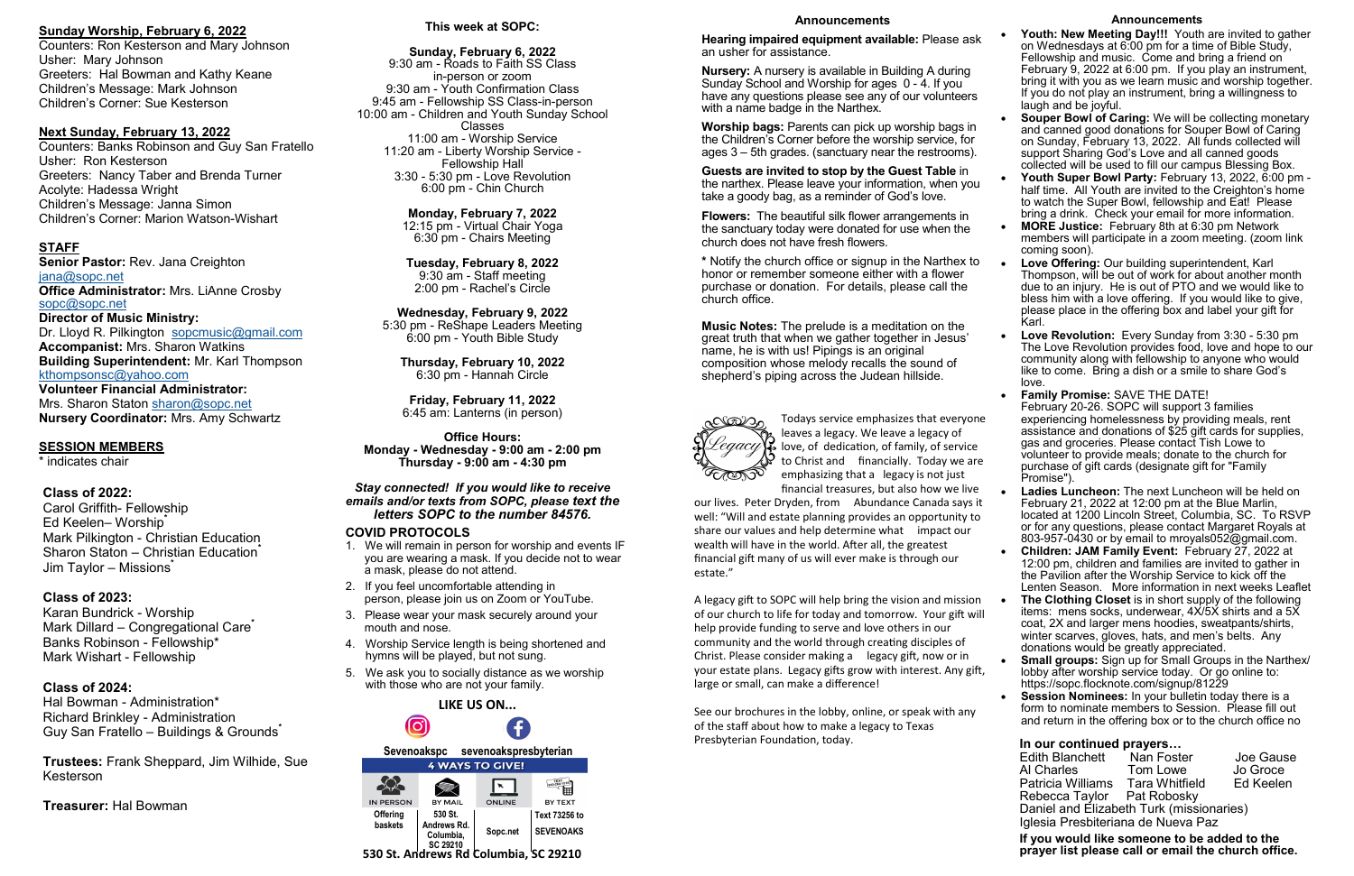## Sunday Worship, February 6, 2022

Counters: Ron Kesterson and Mary Johnson
Usher: Mary Johnson
Greeters: Hal Bowman and Kathy Keane
Children's Message: Mark Johnson
Children's Corner: Sue Kesterson

## Next Sunday, February 13, 2022

Counters: Banks Robinson and Guy San Fratello
Usher: Ron Kesterson
Greeters: Nancy Taber and Brenda Turner
Acolyte: Hadessa Wright
Children's Message: Janna Simon
Children's Corner: Marion Watson-Wishart

## STAFF

**Senior Pastor:** Rev. Jana Creighton
jana@sopc.net
**Office Administrator:** Mrs. LiAnne Crosby
sopc@sopc.net
**Director of Music Ministry:**
Dr. Lloyd R. Pilkington sopcmusic@gmail.com
**Accompanist:** Mrs. Sharon Watkins
**Building Superintendent:** Mr. Karl Thompson
kthompsonsc@yahoo.com
**Volunteer Financial Administrator:**
Mrs. Sharon Staton sharon@sopc.net
**Nursery Coordinator:** Mrs. Amy Schwartz

## SESSION MEMBERS

\* indicates chair

**Class of 2022:**
Carol Griffith- Fellowship
Ed Keelen– Worship*
Mark Pilkington - Christian Education
Sharon Staton – Christian Education*
Jim Taylor – Missions*

**Class of 2023:**
Karan Bundrick - Worship
Mark Dillard – Congregational Care*
Banks Robinson - Fellowship*
Mark Wishart - Fellowship

**Class of 2024:**
Hal Bowman - Administration*
Richard Brinkley - Administration
Guy San Fratello – Buildings & Grounds*

**Trustees:** Frank Sheppard, Jim Wilhide, Sue Kesterson

**Treasurer:** Hal Bowman

## This week at SOPC:

**Sunday, February 6, 2022**
9:30 am - Roads to Faith SS Class in-person or zoom
9:30 am - Youth Confirmation Class
9:45 am - Fellowship SS Class-in-person
10:00 am - Children and Youth Sunday School Classes
11:00 am - Worship Service
11:20 am - Liberty Worship Service - Fellowship Hall
3:30 - 5:30 pm - Love Revolution
6:00 pm - Chin Church

**Monday, February 7, 2022**
12:15 pm - Virtual Chair Yoga
6:30 pm - Chairs Meeting

**Tuesday, February 8, 2022**
9:30 am - Staff meeting
2:00 pm - Rachel's Circle

**Wednesday, February 9, 2022**
5:30 pm - ReShape Leaders Meeting
6:00 pm - Youth Bible Study

**Thursday, February 10, 2022**
6:30 pm - Hannah Circle

**Friday, February 11, 2022**
6:45 am: Lanterns (in person)

**Office Hours:**
**Monday - Wednesday - 9:00 am - 2:00 pm**
**Thursday - 9:00 am - 4:30 pm**

***Stay connected! If you would like to receive emails and/or texts from SOPC, please text the letters SOPC to the number 84576.***

## COVID PROTOCOLS

1. We will remain in person for worship and events IF you are wearing a mask. If you decide not to wear a mask, please do not attend.
2. If you feel uncomfortable attending in person, please join us on Zoom or YouTube.
3. Please wear your mask securely around your mouth and nose.
4. Worship Service length is being shortened and hymns will be played, but not sung.
5. We ask you to socially distance as we worship with those who are not your family.

**LIKE US ON...**

Sevenoakspc sevenoakspresbyterian

**4 WAYS TO GIVE!**

| IN PERSON | BY MAIL | ONLINE | BY TEXT |
|---|---|---|---|
| Offering baskets | 530 St. Andrews Rd. Columbia, SC 29210 | Sopc.net | Text 73256 to SEVENOAKS |

**530 St. Andrews Rd Columbia, SC 29210**

## Announcements

**Hearing impaired equipment available:** Please ask an usher for assistance.

**Nursery:** A nursery is available in Building A during Sunday School and Worship for ages 0 - 4. If you have any questions please see any of our volunteers with a name badge in the Narthex.

**Worship bags:** Parents can pick up worship bags in the Children's Corner before the worship service, for ages 3 – 5th grades. (sanctuary near the restrooms).

**Guests are invited to stop by the Guest Table** in the narthex. Please leave your information, when you take a goody bag, as a reminder of God's love.

**Flowers:** The beautiful silk flower arrangements in the sanctuary today were donated for use when the church does not have fresh flowers.

**\*** Notify the church office or signup in the Narthex to honor or remember someone either with a flower purchase or donation. For details, please call the church office.

**Music Notes:** The prelude is a meditation on the great truth that when we gather together in Jesus' name, he is with us! Pipings is an original composition whose melody recalls the sound of shepherd's piping across the Judean hillside.

Legacy

Todays service emphasizes that everyone leaves a legacy. We leave a legacy of love, of dedication, of family, of service to Christ and financially. Today we are emphasizing that a legacy is not just financial treasures, but also how we live our lives. Peter Dryden, from Abundance Canada says it well: "Will and estate planning provides an opportunity to share our values and help determine what impact our wealth will have in the world. After all, the greatest financial gift many of us will ever make is through our estate."

A legacy gift to SOPC will help bring the vision and mission of our church to life for today and tomorrow. Your gift will help provide funding to serve and love others in our community and the world through creating disciples of Christ. Please consider making a legacy gift, now or in your estate plans. Legacy gifts grow with interest. Any gift, large or small, can make a difference!

See our brochures in the lobby, online, or speak with any of the staff about how to make a legacy to Texas Presbyterian Foundation, today.

## Announcements

- **Youth: New Meeting Day!!!** Youth are invited to gather on Wednesdays at 6:00 pm for a time of Bible Study, Fellowship and music. Come and bring a friend on February 9, 2022 at 6:00 pm. If you play an instrument, bring it with you as we learn music and worship together. If you do not play an instrument, bring a willingness to laugh and be joyful.
- **Souper Bowl of Caring:** We will be collecting monetary and canned good donations for Souper Bowl of Caring on Sunday, February 13, 2022. All funds collected will support Sharing God's Love and all canned goods collected will be used to fill our campus Blessing Box.
- **Youth Super Bowl Party:** February 13, 2022, 6:00 pm - half time. All Youth are invited to the Creighton's home to watch the Super Bowl, fellowship and Eat! Please bring a drink. Check your email for more information.
- **MORE Justice:** February 8th at 6:30 pm Network members will participate in a zoom meeting. (zoom link coming soon).
- **Love Offering:** Our building superintendent, Karl Thompson, will be out of work for about another month due to an injury. He is out of PTO and we would like to bless him with a love offering. If you would like to give, please place in the offering box and label your gift for Karl.
- **Love Revolution:** Every Sunday from 3:30 - 5:30 pm The Love Revolution provides food, love and hope to our community along with fellowship to anyone who would like to come. Bring a dish or a smile to share God's love.
- **Family Promise:** SAVE THE DATE! February 20-26. SOPC will support 3 families experiencing homelessness by providing meals, rent assistance and donations of $25 gift cards for supplies, gas and groceries. Please contact Tish Lowe to volunteer to provide meals; donate to the church for purchase of gift cards (designate gift for "Family Promise").
- **Ladies Luncheon:** The next Luncheon will be held on February 21, 2022 at 12:00 pm at the Blue Marlin, located at 1200 Lincoln Street, Columbia, SC. To RSVP or for any questions, please contact Margaret Royals at 803-957-0430 or by email to mroyals052@gmail.com.
- **Children: JAM Family Event:** February 27, 2022 at 12:00 pm, children and families are invited to gather in the Pavilion after the Worship Service to kick off the Lenten Season. More information in next weeks Leaflet
- **The Clothing Closet** is in short supply of the following items: mens socks, underwear, 4X/5X shirts and a 5X coat, 2X and larger mens hoodies, sweatpants/shirts, winter scarves, gloves, hats, and men's belts. Any donations would be greatly appreciated.
- **Small groups:** Sign up for Small Groups in the Narthex/ lobby after worship service today. Or go online to: https://sopc.flocknote.com/signup/81229
- **Session Nominees:** In your bulletin today there is a form to nominate members to Session. Please fill out and return in the offering box or to the church office no

**In our continued prayers…**

| | | |
|---|---|---|
| Edith Blanchett | Nan Foster | Joe Gause |
| Al Charles | Tom Lowe | Jo Groce |
| Patricia Williams | Tara Whitfield | Ed Keelen |
| Rebecca Taylor | Pat Robosky | |

Daniel and Elizabeth Turk (missionaries)
Iglesia Presbiteriana de Nueva Paz

**If you would like someone to be added to the prayer list please call or email the church office.**